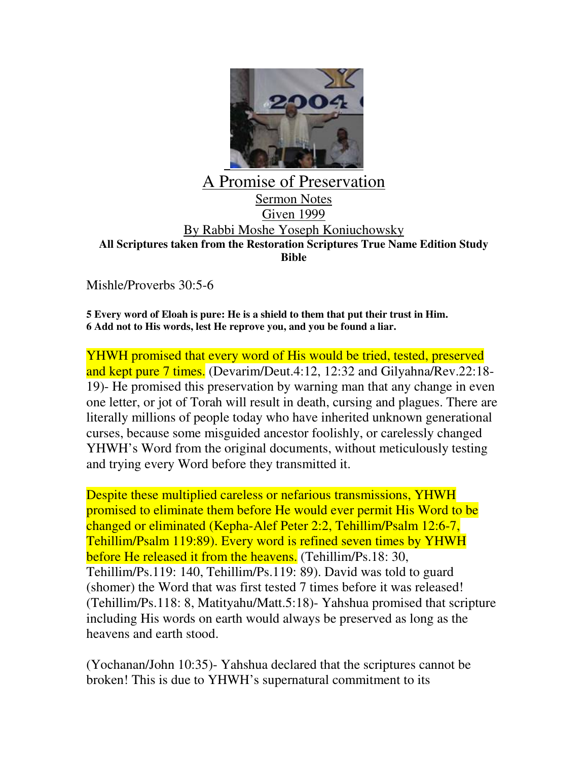# A Promise of Preservation

Sermon Notes

Given 1999

By Rabbi Moshe Yoseph Koniuchowsky

**All Scriptures taken from the Restoration Scriptures True Name Edition Study Bible**

Mishle/Proverbs 30:5-6

**5 Every word of Eloah is pure: He is a shield to them that put their trust in Him.**
**6 Add not to His words, lest He reprove you, and you be found a liar.**

YHWH promised that every word of His would be tried, tested, preserved and kept pure 7 times. (Devarim/Deut.4:12, 12:32 and Gilyahna/Rev.22:18-19)- He promised this preservation by warning man that any change in even one letter, or jot of Torah will result in death, cursing and plagues. There are literally millions of people today who have inherited unknown generational curses, because some misguided ancestor foolishly, or carelessly changed YHWH's Word from the original documents, without meticulously testing and trying every Word before they transmitted it.

Despite these multiplied careless or nefarious transmissions, YHWH promised to eliminate them before He would ever permit His Word to be changed or eliminated (Kepha-Alef Peter 2:2, Tehillim/Psalm 12:6-7, Tehillim/Psalm 119:89). Every word is refined seven times by YHWH before He released it from the heavens. (Tehillim/Ps.18: 30, Tehillim/Ps.119: 140, Tehillim/Ps.119: 89). David was told to guard (shomer) the Word that was first tested 7 times before it was released! (Tehillim/Ps.118: 8, Matityahu/Matt.5:18)- Yahshua promised that scripture including His words on earth would always be preserved as long as the heavens and earth stood.

(Yochanan/John 10:35)- Yahshua declared that the scriptures cannot be broken! This is due to YHWH's supernatural commitment to its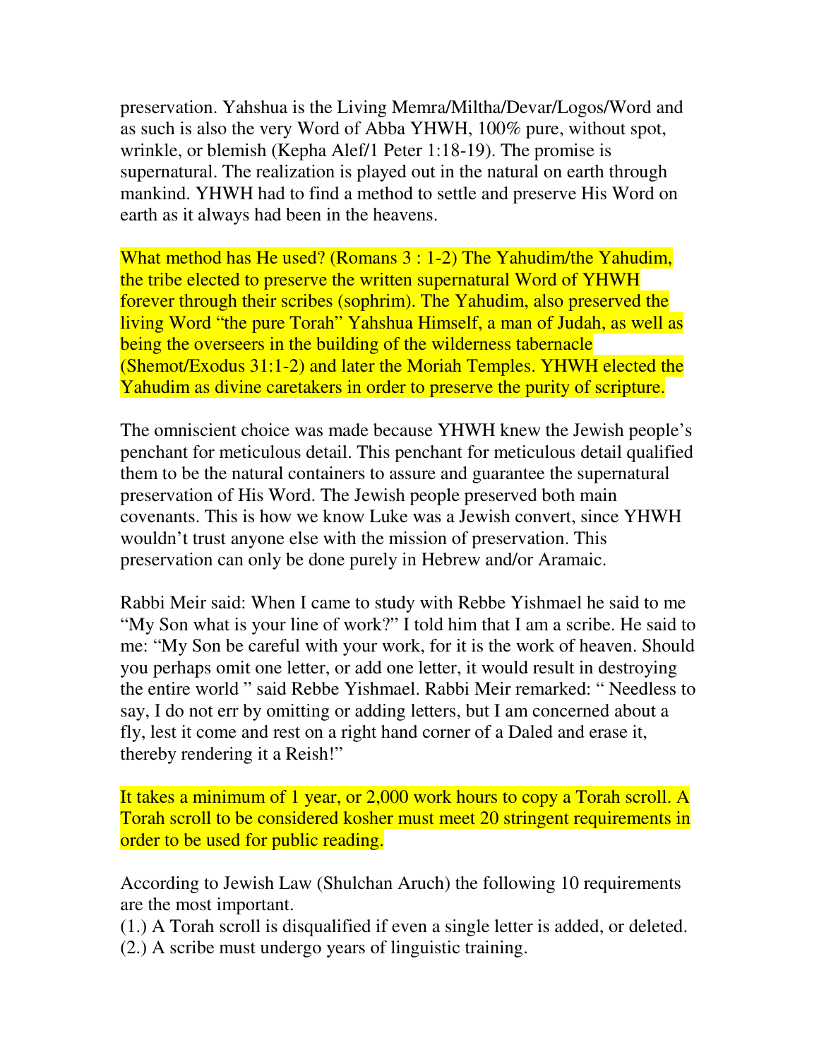preservation. Yahshua is the Living Memra/Miltha/Devar/Logos/Word and as such is also the very Word of Abba YHWH, 100% pure, without spot, wrinkle, or blemish (Kepha Alef/1 Peter 1:18-19). The promise is supernatural. The realization is played out in the natural on earth through mankind. YHWH had to find a method to settle and preserve His Word on earth as it always had been in the heavens.

What method has He used? (Romans 3 : 1-2) The Yahudim/the Yahudim, the tribe elected to preserve the written supernatural Word of YHWH forever through their scribes (sophrim). The Yahudim, also preserved the living Word "the pure Torah" Yahshua Himself, a man of Judah, as well as being the overseers in the building of the wilderness tabernacle (Shemot/Exodus 31:1-2) and later the Moriah Temples. YHWH elected the Yahudim as divine caretakers in order to preserve the purity of scripture.

The omniscient choice was made because YHWH knew the Jewish people's penchant for meticulous detail. This penchant for meticulous detail qualified them to be the natural containers to assure and guarantee the supernatural preservation of His Word. The Jewish people preserved both main covenants. This is how we know Luke was a Jewish convert, since YHWH wouldn't trust anyone else with the mission of preservation. This preservation can only be done purely in Hebrew and/or Aramaic.

Rabbi Meir said: When I came to study with Rebbe Yishmael he said to me "My Son what is your line of work?" I told him that I am a scribe. He said to me: "My Son be careful with your work, for it is the work of heaven. Should you perhaps omit one letter, or add one letter, it would result in destroying the entire world " said Rebbe Yishmael. Rabbi Meir remarked: " Needless to say, I do not err by omitting or adding letters, but I am concerned about a fly, lest it come and rest on a right hand corner of a Daled and erase it, thereby rendering it a Reish!"

It takes a minimum of 1 year, or 2,000 work hours to copy a Torah scroll. A Torah scroll to be considered kosher must meet 20 stringent requirements in order to be used for public reading.

According to Jewish Law (Shulchan Aruch) the following 10 requirements are the most important.

(1.) A Torah scroll is disqualified if even a single letter is added, or deleted.
(2.) A scribe must undergo years of linguistic training.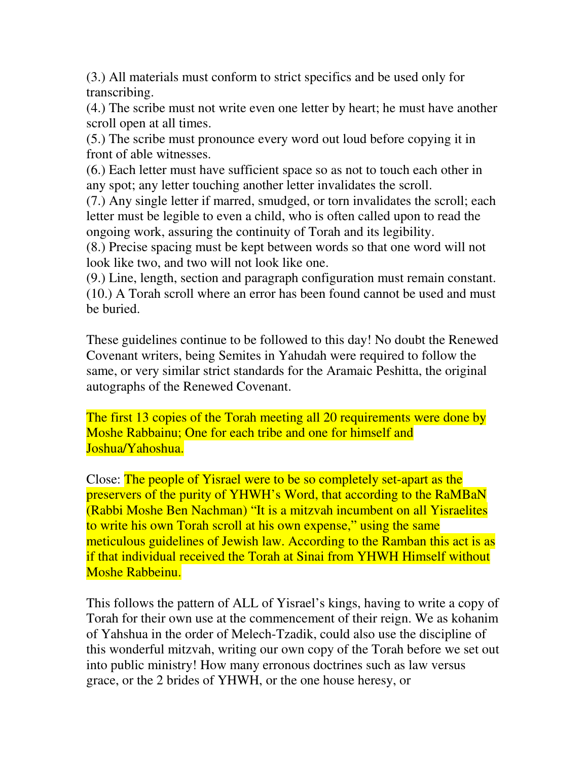(3.) All materials must conform to strict specifics and be used only for transcribing.
(4.) The scribe must not write even one letter by heart; he must have another scroll open at all times.
(5.) The scribe must pronounce every word out loud before copying it in front of able witnesses.
(6.) Each letter must have sufficient space so as not to touch each other in any spot; any letter touching another letter invalidates the scroll.
(7.) Any single letter if marred, smudged, or torn invalidates the scroll; each letter must be legible to even a child, who is often called upon to read the ongoing work, assuring the continuity of Torah and its legibility.
(8.) Precise spacing must be kept between words so that one word will not look like two, and two will not look like one.
(9.) Line, length, section and paragraph configuration must remain constant.
(10.) A Torah scroll where an error has been found cannot be used and must be buried.

These guidelines continue to be followed to this day! No doubt the Renewed Covenant writers, being Semites in Yahudah were required to follow the same, or very similar strict standards for the Aramaic Peshitta, the original autographs of the Renewed Covenant.

The first 13 copies of the Torah meeting all 20 requirements were done by Moshe Rabbainu; One for each tribe and one for himself and Joshua/Yahoshua.

Close: The people of Yisrael were to be so completely set-apart as the preservers of the purity of YHWH's Word, that according to the RaMBaN (Rabbi Moshe Ben Nachman) "It is a mitzvah incumbent on all Yisraelites to write his own Torah scroll at his own expense," using the same meticulous guidelines of Jewish law. According to the Ramban this act is as if that individual received the Torah at Sinai from YHWH Himself without Moshe Rabbeinu.

This follows the pattern of ALL of Yisrael's kings, having to write a copy of Torah for their own use at the commencement of their reign. We as kohanim of Yahshua in the order of Melech-Tzadik, could also use the discipline of this wonderful mitzvah, writing our own copy of the Torah before we set out into public ministry! How many erronous doctrines such as law versus grace, or the 2 brides of YHWH, or the one house heresy, or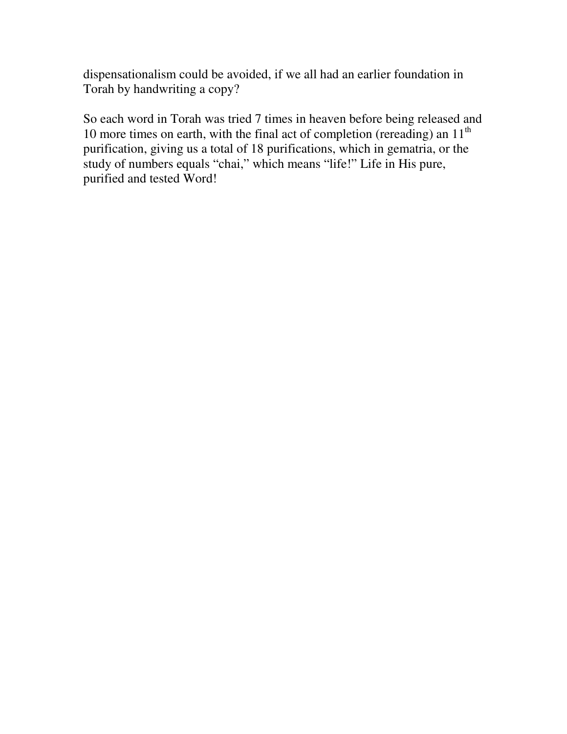dispensationalism could be avoided, if we all had an earlier foundation in Torah by handwriting a copy?

So each word in Torah was tried 7 times in heaven before being released and 10 more times on earth, with the final act of completion (rereading) an 11th purification, giving us a total of 18 purifications, which in gematria, or the study of numbers equals “chai,” which means “life!” Life in His pure, purified and tested Word!